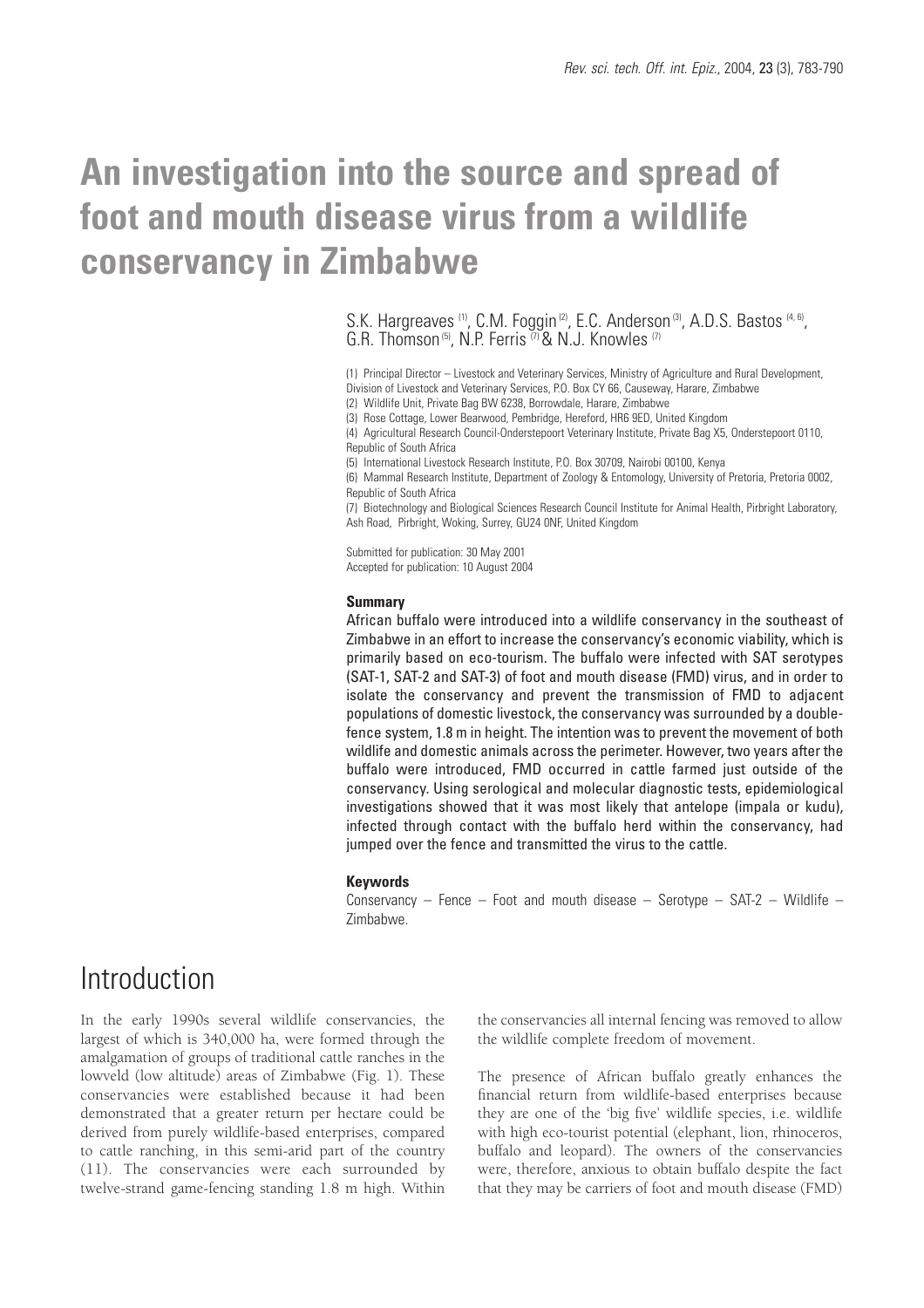# An investigation into the source and spread of foot and mouth disease virus from a wildlife conservancy in Zimbabwe

S.K. Hargreaves [(1)], C.M. Foggin [(2)], E.C. Anderson [(3)], A.D.S. Bastos [(4, 6)], G.R. Thomson [(5)], N.P. Ferris [(7)] & N.J. Knowles [(7)]

(1) Principal Director – Livestock and Veterinary Services, Ministry of Agriculture and Rural Development, Division of Livestock and Veterinary Services, P.O. Box CY 66, Causeway, Harare, Zimbabwe

(2) Wildlife Unit, Private Bag BW 6238, Borrowdale, Harare, Zimbabwe

(3) Rose Cottage, Lower Bearwood, Pembridge, Hereford, HR6 9ED, United Kingdom

(4) Agricultural Research Council-Onderstepoort Veterinary Institute, Private Bag X5, Onderstepoort 0110, Republic of South Africa

(5) International Livestock Research Institute, P.O. Box 30709, Nairobi 00100, Kenya

(6) Mammal Research Institute, Department of Zoology & Entomology, University of Pretoria, Pretoria 0002, Republic of South Africa

(7) Biotechnology and Biological Sciences Research Council Institute for Animal Health, Pirbright Laboratory, Ash Road, Pirbright, Woking, Surrey, GU24 0NF, United Kingdom

Submitted for publication: 30 May 2001
Accepted for publication: 10 August 2004

### Summary

African buffalo were introduced into a wildlife conservancy in the southeast of Zimbabwe in an effort to increase the conservancy's economic viability, which is primarily based on eco-tourism. The buffalo were infected with SAT serotypes (SAT-1, SAT-2 and SAT-3) of foot and mouth disease (FMD) virus, and in order to isolate the conservancy and prevent the transmission of FMD to adjacent populations of domestic livestock, the conservancy was surrounded by a double-fence system, 1.8 m in height. The intention was to prevent the movement of both wildlife and domestic animals across the perimeter. However, two years after the buffalo were introduced, FMD occurred in cattle farmed just outside of the conservancy. Using serological and molecular diagnostic tests, epidemiological investigations showed that it was most likely that antelope (impala or kudu), infected through contact with the buffalo herd within the conservancy, had jumped over the fence and transmitted the virus to the cattle.

### Keywords

Conservancy – Fence – Foot and mouth disease – Serotype – SAT-2 – Wildlife – Zimbabwe.

## Introduction

In the early 1990s several wildlife conservancies, the largest of which is 340,000 ha, were formed through the amalgamation of groups of traditional cattle ranches in the lowveld (low altitude) areas of Zimbabwe (Fig. 1). These conservancies were established because it had been demonstrated that a greater return per hectare could be derived from purely wildlife-based enterprises, compared to cattle ranching, in this semi-arid part of the country (11). The conservancies were each surrounded by twelve-strand game-fencing standing 1.8 m high. Within the conservancies all internal fencing was removed to allow the wildlife complete freedom of movement.

The presence of African buffalo greatly enhances the financial return from wildlife-based enterprises because they are one of the 'big five' wildlife species, i.e. wildlife with high eco-tourist potential (elephant, lion, rhinoceros, buffalo and leopard). The owners of the conservancies were, therefore, anxious to obtain buffalo despite the fact that they may be carriers of foot and mouth disease (FMD)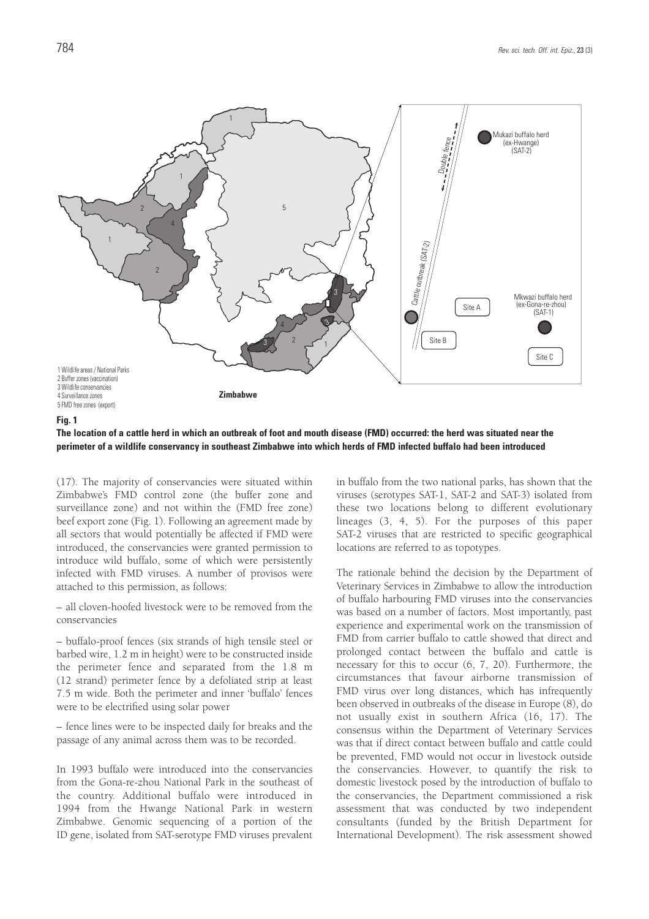**Fig. 1**

**The location of a cattle herd in which an outbreak of foot and mouth disease (FMD) occurred: the herd was situated near the perimeter of a wildlife conservancy in southeast Zimbabwe into which herds of FMD infected buffalo had been introduced**

(17). The majority of conservancies were situated within Zimbabwe's FMD control zone (the buffer zone and surveillance zone) and not within the (FMD free zone) beef export zone (Fig. 1). Following an agreement made by all sectors that would potentially be affected if FMD were introduced, the conservancies were granted permission to introduce wild buffalo, some of which were persistently infected with FMD viruses. A number of provisos were attached to this permission, as follows:

– all cloven-hoofed livestock were to be removed from the conservancies

– buffalo-proof fences (six strands of high tensile steel or barbed wire, 1.2 m in height) were to be constructed inside the perimeter fence and separated from the 1.8 m (12 strand) perimeter fence by a defoliated strip at least 7.5 m wide. Both the perimeter and inner 'buffalo' fences were to be electrified using solar power

– fence lines were to be inspected daily for breaks and the passage of any animal across them was to be recorded.

In 1993 buffalo were introduced into the conservancies from the Gona-re-zhou National Park in the southeast of the country. Additional buffalo were introduced in 1994 from the Hwange National Park in western Zimbabwe. Genomic sequencing of a portion of the 1D gene, isolated from SAT-serotype FMD viruses prevalent in buffalo from the two national parks, has shown that the viruses (serotypes SAT-1, SAT-2 and SAT-3) isolated from these two locations belong to different evolutionary lineages (3, 4, 5). For the purposes of this paper SAT-2 viruses that are restricted to specific geographical locations are referred to as topotypes.

The rationale behind the decision by the Department of Veterinary Services in Zimbabwe to allow the introduction of buffalo harbouring FMD viruses into the conservancies was based on a number of factors. Most importantly, past experience and experimental work on the transmission of FMD from carrier buffalo to cattle showed that direct and prolonged contact between the buffalo and cattle is necessary for this to occur (6, 7, 20). Furthermore, the circumstances that favour airborne transmission of FMD virus over long distances, which has infrequently been observed in outbreaks of the disease in Europe (8), do not usually exist in southern Africa (16, 17). The consensus within the Department of Veterinary Services was that if direct contact between buffalo and cattle could be prevented, FMD would not occur in livestock outside the conservancies. However, to quantify the risk to domestic livestock posed by the introduction of buffalo to the conservancies, the Department commissioned a risk assessment that was conducted by two independent consultants (funded by the British Department for International Development). The risk assessment showed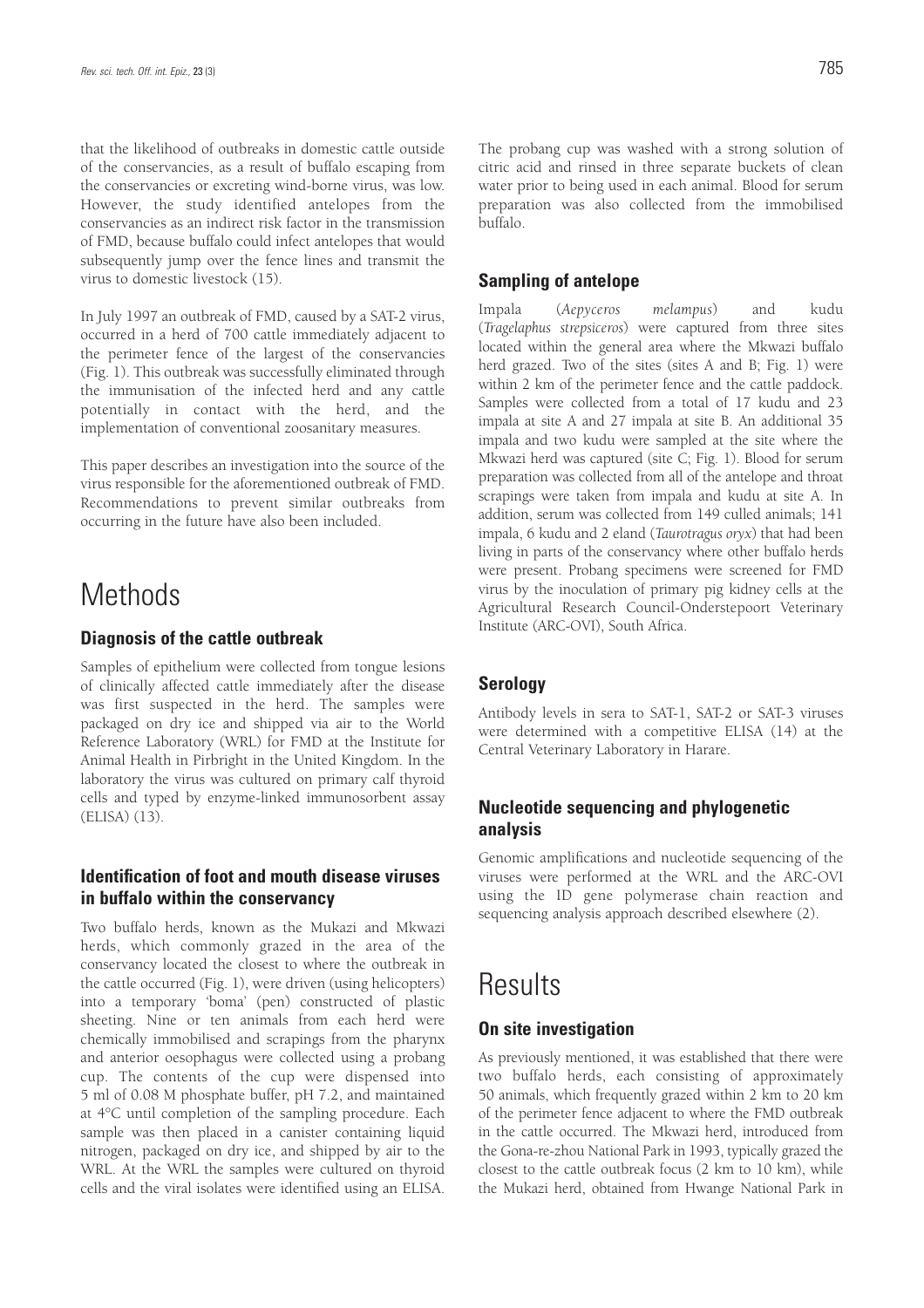that the likelihood of outbreaks in domestic cattle outside of the conservancies, as a result of buffalo escaping from the conservancies or excreting wind-borne virus, was low. However, the study identified antelopes from the conservancies as an indirect risk factor in the transmission of FMD, because buffalo could infect antelopes that would subsequently jump over the fence lines and transmit the virus to domestic livestock (15).

In July 1997 an outbreak of FMD, caused by a SAT-2 virus, occurred in a herd of 700 cattle immediately adjacent to the perimeter fence of the largest of the conservancies (Fig. 1). This outbreak was successfully eliminated through the immunisation of the infected herd and any cattle potentially in contact with the herd, and the implementation of conventional zoosanitary measures.

This paper describes an investigation into the source of the virus responsible for the aforementioned outbreak of FMD. Recommendations to prevent similar outbreaks from occurring in the future have also been included.

# Methods

### Diagnosis of the cattle outbreak

Samples of epithelium were collected from tongue lesions of clinically affected cattle immediately after the disease was first suspected in the herd. The samples were packaged on dry ice and shipped via air to the World Reference Laboratory (WRL) for FMD at the Institute for Animal Health in Pirbright in the United Kingdom. In the laboratory the virus was cultured on primary calf thyroid cells and typed by enzyme-linked immunosorbent assay (ELISA) (13).

### Identification of foot and mouth disease viruses in buffalo within the conservancy

Two buffalo herds, known as the Mukazi and Mkwazi herds, which commonly grazed in the area of the conservancy located the closest to where the outbreak in the cattle occurred (Fig. 1), were driven (using helicopters) into a temporary 'boma' (pen) constructed of plastic sheeting. Nine or ten animals from each herd were chemically immobilised and scrapings from the pharynx and anterior oesophagus were collected using a probang cup. The contents of the cup were dispensed into 5 ml of 0.08 M phosphate buffer, pH 7.2, and maintained at 4°C until completion of the sampling procedure. Each sample was then placed in a canister containing liquid nitrogen, packaged on dry ice, and shipped by air to the WRL. At the WRL the samples were cultured on thyroid cells and the viral isolates were identified using an ELISA. The probang cup was washed with a strong solution of citric acid and rinsed in three separate buckets of clean water prior to being used in each animal. Blood for serum preparation was also collected from the immobilised buffalo.

### Sampling of antelope

Impala (*Aepyceros melampus*) and kudu (*Tragelaphus strepsiceros*) were captured from three sites located within the general area where the Mkwazi buffalo herd grazed. Two of the sites (sites A and B; Fig. 1) were within 2 km of the perimeter fence and the cattle paddock. Samples were collected from a total of 17 kudu and 23 impala at site A and 27 impala at site B. An additional 35 impala and two kudu were sampled at the site where the Mkwazi herd was captured (site C; Fig. 1). Blood for serum preparation was collected from all of the antelope and throat scrapings were taken from impala and kudu at site A. In addition, serum was collected from 149 culled animals; 141 impala, 6 kudu and 2 eland (*Taurotragus oryx*) that had been living in parts of the conservancy where other buffalo herds were present. Probang specimens were screened for FMD virus by the inoculation of primary pig kidney cells at the Agricultural Research Council-Onderstepoort Veterinary Institute (ARC-OVI), South Africa.

### Serology

Antibody levels in sera to SAT-1, SAT-2 or SAT-3 viruses were determined with a competitive ELISA (14) at the Central Veterinary Laboratory in Harare.

### Nucleotide sequencing and phylogenetic analysis

Genomic amplifications and nucleotide sequencing of the viruses were performed at the WRL and the ARC-OVI using the ID gene polymerase chain reaction and sequencing analysis approach described elsewhere (2).

# Results

### On site investigation

As previously mentioned, it was established that there were two buffalo herds, each consisting of approximately 50 animals, which frequently grazed within 2 km to 20 km of the perimeter fence adjacent to where the FMD outbreak in the cattle occurred. The Mkwazi herd, introduced from the Gona-re-zhou National Park in 1993, typically grazed the closest to the cattle outbreak focus (2 km to 10 km), while the Mukazi herd, obtained from Hwange National Park in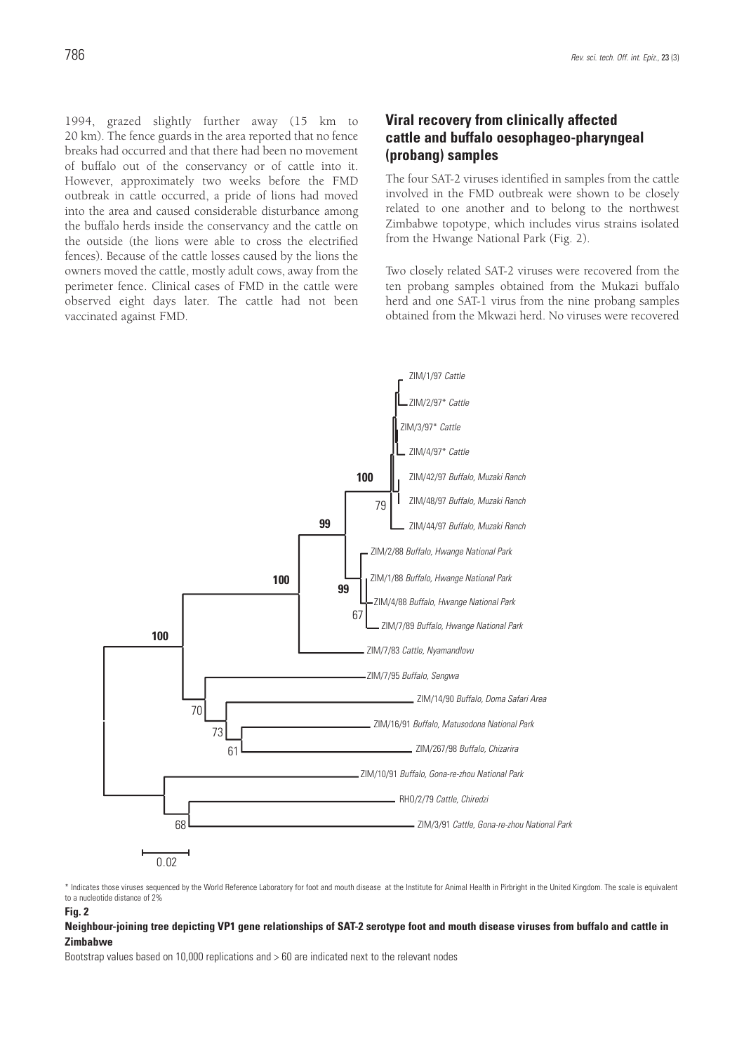1994, grazed slightly further away (15 km to 20 km). The fence guards in the area reported that no fence breaks had occurred and that there had been no movement of buffalo out of the conservancy or of cattle into it. However, approximately two weeks before the FMD outbreak in cattle occurred, a pride of lions had moved into the area and caused considerable disturbance among the buffalo herds inside the conservancy and the cattle on the outside (the lions were able to cross the electrified fences). Because of the cattle losses caused by the lions the owners moved the cattle, mostly adult cows, away from the perimeter fence. Clinical cases of FMD in the cattle were observed eight days later. The cattle had not been vaccinated against FMD.

## Viral recovery from clinically affected cattle and buffalo oesophageo-pharyngeal (probang) samples

The four SAT-2 viruses identified in samples from the cattle involved in the FMD outbreak were shown to be closely related to one another and to belong to the northwest Zimbabwe topotype, which includes virus strains isolated from the Hwange National Park (Fig. 2).

Two closely related SAT-2 viruses were recovered from the ten probang samples obtained from the Mukazi buffalo herd and one SAT-1 virus from the nine probang samples obtained from the Mkwazi herd. No viruses were recovered

\* Indicates those viruses sequenced by the World Reference Laboratory for foot and mouth disease at the Institute for Animal Health in Pirbright in the United Kingdom. The scale is equivalent to a nucleotide distance of 2%

**Fig. 2**

**Neighbour-joining tree depicting VP1 gene relationships of SAT-2 serotype foot and mouth disease viruses from buffalo and cattle in Zimbabwe**

Bootstrap values based on 10,000 replications and > 60 are indicated next to the relevant nodes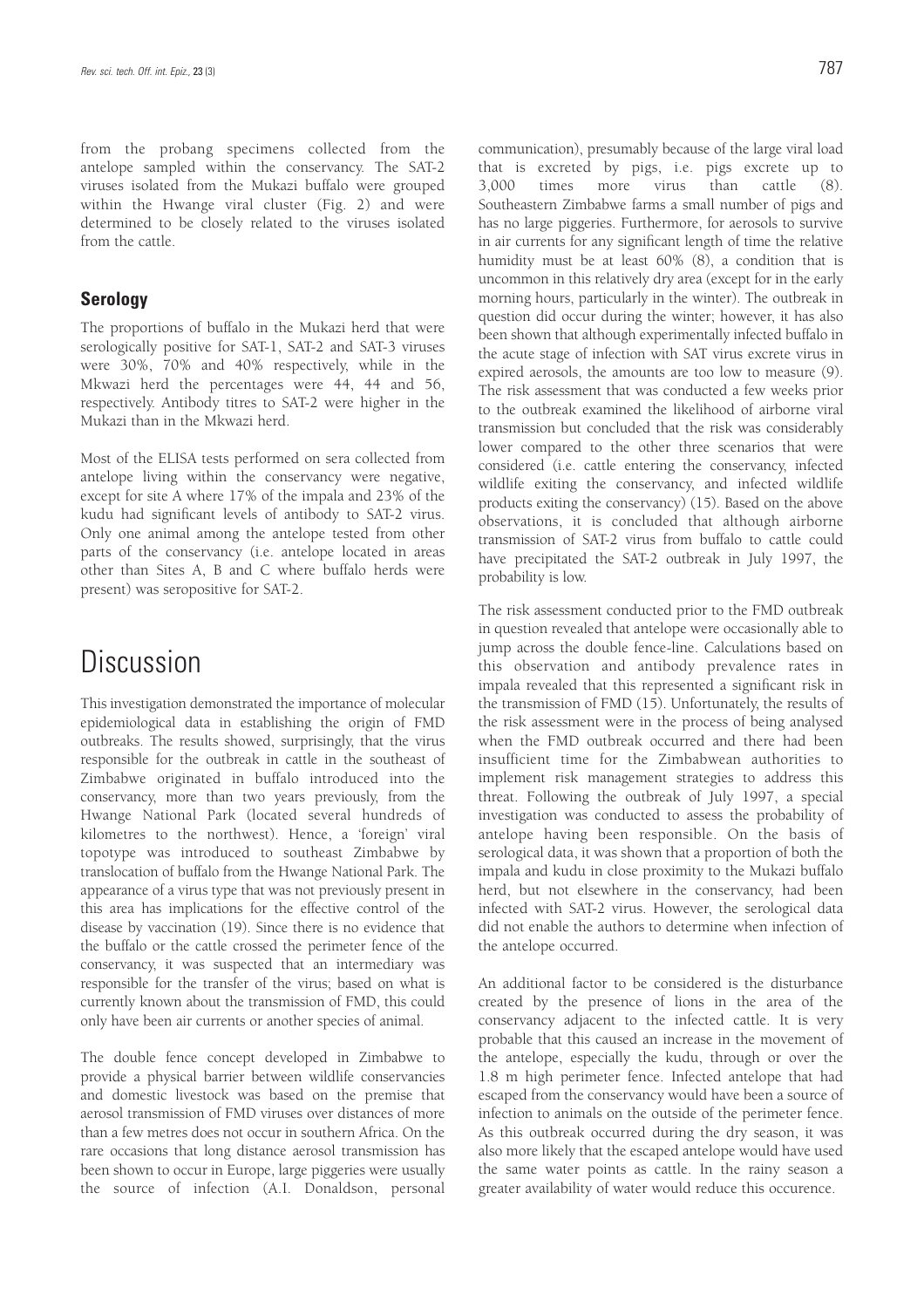from the probang specimens collected from the antelope sampled within the conservancy. The SAT-2 viruses isolated from the Mukazi buffalo were grouped within the Hwange viral cluster (Fig. 2) and were determined to be closely related to the viruses isolated from the cattle.

### Serology

The proportions of buffalo in the Mukazi herd that were serologically positive for SAT-1, SAT-2 and SAT-3 viruses were 30%, 70% and 40% respectively, while in the Mkwazi herd the percentages were 44, 44 and 56, respectively. Antibody titres to SAT-2 were higher in the Mukazi than in the Mkwazi herd.

Most of the ELISA tests performed on sera collected from antelope living within the conservancy were negative, except for site A where 17% of the impala and 23% of the kudu had significant levels of antibody to SAT-2 virus. Only one animal among the antelope tested from other parts of the conservancy (i.e. antelope located in areas other than Sites A, B and C where buffalo herds were present) was seropositive for SAT-2.

# Discussion

This investigation demonstrated the importance of molecular epidemiological data in establishing the origin of FMD outbreaks. The results showed, surprisingly, that the virus responsible for the outbreak in cattle in the southeast of Zimbabwe originated in buffalo introduced into the conservancy, more than two years previously, from the Hwange National Park (located several hundreds of kilometres to the northwest). Hence, a 'foreign' viral topotype was introduced to southeast Zimbabwe by translocation of buffalo from the Hwange National Park. The appearance of a virus type that was not previously present in this area has implications for the effective control of the disease by vaccination (19). Since there is no evidence that the buffalo or the cattle crossed the perimeter fence of the conservancy, it was suspected that an intermediary was responsible for the transfer of the virus; based on what is currently known about the transmission of FMD, this could only have been air currents or another species of animal.

The double fence concept developed in Zimbabwe to provide a physical barrier between wildlife conservancies and domestic livestock was based on the premise that aerosol transmission of FMD viruses over distances of more than a few metres does not occur in southern Africa. On the rare occasions that long distance aerosol transmission has been shown to occur in Europe, large piggeries were usually the source of infection (A.I. Donaldson, personal communication), presumably because of the large viral load that is excreted by pigs, i.e. pigs excrete up to 3,000 times more virus than cattle (8). Southeastern Zimbabwe farms a small number of pigs and has no large piggeries. Furthermore, for aerosols to survive in air currents for any significant length of time the relative humidity must be at least 60% (8), a condition that is uncommon in this relatively dry area (except for in the early morning hours, particularly in the winter). The outbreak in question did occur during the winter; however, it has also been shown that although experimentally infected buffalo in the acute stage of infection with SAT virus excrete virus in expired aerosols, the amounts are too low to measure (9). The risk assessment that was conducted a few weeks prior to the outbreak examined the likelihood of airborne viral transmission but concluded that the risk was considerably lower compared to the other three scenarios that were considered (i.e. cattle entering the conservancy, infected wildlife exiting the conservancy, and infected wildlife products exiting the conservancy) (15). Based on the above observations, it is concluded that although airborne transmission of SAT-2 virus from buffalo to cattle could have precipitated the SAT-2 outbreak in July 1997, the probability is low.

The risk assessment conducted prior to the FMD outbreak in question revealed that antelope were occasionally able to jump across the double fence-line. Calculations based on this observation and antibody prevalence rates in impala revealed that this represented a significant risk in the transmission of FMD (15). Unfortunately, the results of the risk assessment were in the process of being analysed when the FMD outbreak occurred and there had been insufficient time for the Zimbabwean authorities to implement risk management strategies to address this threat. Following the outbreak of July 1997, a special investigation was conducted to assess the probability of antelope having been responsible. On the basis of serological data, it was shown that a proportion of both the impala and kudu in close proximity to the Mukazi buffalo herd, but not elsewhere in the conservancy, had been infected with SAT-2 virus. However, the serological data did not enable the authors to determine when infection of the antelope occurred.

An additional factor to be considered is the disturbance created by the presence of lions in the area of the conservancy adjacent to the infected cattle. It is very probable that this caused an increase in the movement of the antelope, especially the kudu, through or over the 1.8 m high perimeter fence. Infected antelope that had escaped from the conservancy would have been a source of infection to animals on the outside of the perimeter fence. As this outbreak occurred during the dry season, it was also more likely that the escaped antelope would have used the same water points as cattle. In the rainy season a greater availability of water would reduce this occurence.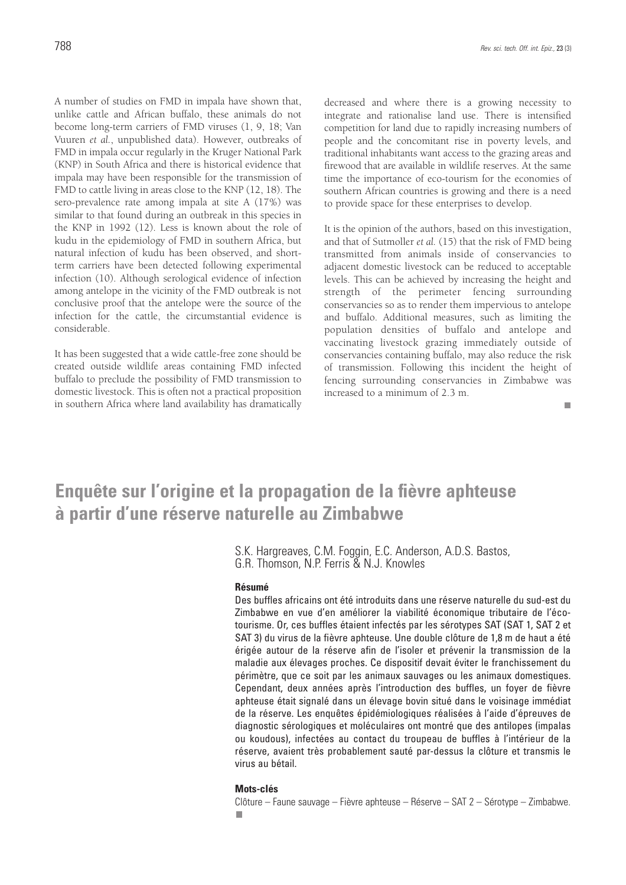A number of studies on FMD in impala have shown that, unlike cattle and African buffalo, these animals do not become long-term carriers of FMD viruses (1, 9, 18; Van Vuuren *et al.*, unpublished data). However, outbreaks of FMD in impala occur regularly in the Kruger National Park (KNP) in South Africa and there is historical evidence that impala may have been responsible for the transmission of FMD to cattle living in areas close to the KNP (12, 18). The sero-prevalence rate among impala at site A (17%) was similar to that found during an outbreak in this species in the KNP in 1992 (12). Less is known about the role of kudu in the epidemiology of FMD in southern Africa, but natural infection of kudu has been observed, and short-term carriers have been detected following experimental infection (10). Although serological evidence of infection among antelope in the vicinity of the FMD outbreak is not conclusive proof that the antelope were the source of the infection for the cattle, the circumstantial evidence is considerable.

It has been suggested that a wide cattle-free zone should be created outside wildlife areas containing FMD infected buffalo to preclude the possibility of FMD transmission to domestic livestock. This is often not a practical proposition in southern Africa where land availability has dramatically decreased and where there is a growing necessity to integrate and rationalise land use. There is intensified competition for land due to rapidly increasing numbers of people and the concomitant rise in poverty levels, and traditional inhabitants want access to the grazing areas and firewood that are available in wildlife reserves. At the same time the importance of eco-tourism for the economies of southern African countries is growing and there is a need to provide space for these enterprises to develop.

It is the opinion of the authors, based on this investigation, and that of Sutmoller *et al.* (15) that the risk of FMD being transmitted from animals inside of conservancies to adjacent domestic livestock can be reduced to acceptable levels. This can be achieved by increasing the height and strength of the perimeter fencing surrounding conservancies so as to render them impervious to antelope and buffalo. Additional measures, such as limiting the population densities of buffalo and antelope and vaccinating livestock grazing immediately outside of conservancies containing buffalo, may also reduce the risk of transmission. Following this incident the height of fencing surrounding conservancies in Zimbabwe was increased to a minimum of 2.3 m.

## Enquête sur l'origine et la propagation de la fièvre aphteuse à partir d'une réserve naturelle au Zimbabwe

S.K. Hargreaves, C.M. Foggin, E.C. Anderson, A.D.S. Bastos, G.R. Thomson, N.P. Ferris & N.J. Knowles

### Résumé

Des buffles africains ont été introduits dans une réserve naturelle du sud-est du Zimbabwe en vue d'en améliorer la viabilité économique tributaire de l'écotourisme. Or, ces buffles étaient infectés par les sérotypes SAT (SAT 1, SAT 2 et SAT 3) du virus de la fièvre aphteuse. Une double clôture de 1,8 m de haut a été érigée autour de la réserve afin de l'isoler et prévenir la transmission de la maladie aux élevages proches. Ce dispositif devait éviter le franchissement du périmètre, que ce soit par les animaux sauvages ou les animaux domestiques. Cependant, deux années après l'introduction des buffles, un foyer de fièvre aphteuse était signalé dans un élevage bovin situé dans le voisinage immédiat de la réserve. Les enquêtes épidémiologiques réalisées à l'aide d'épreuves de diagnostic sérologiques et moléculaires ont montré que des antilopes (impalas ou koudous), infectées au contact du troupeau de buffles à l'intérieur de la réserve, avaient très probablement sauté par-dessus la clôture et transmis le virus au bétail.

### Mots-clés

Clôture – Faune sauvage – Fièvre aphteuse – Réserve – SAT 2 – Sérotype – Zimbabwe.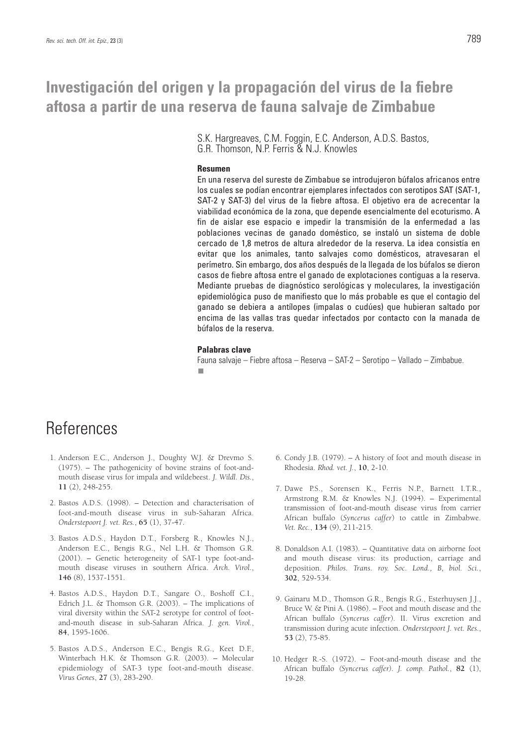# Investigación del origen y la propagación del virus de la fiebre aftosa a partir de una reserva de fauna salvaje de Zimbabue

S.K. Hargreaves, C.M. Foggin, E.C. Anderson, A.D.S. Bastos, G.R. Thomson, N.P. Ferris & N.J. Knowles

### Resumen

En una reserva del sureste de Zimbabue se introdujeron búfalos africanos entre los cuales se podían encontrar ejemplares infectados con serotipos SAT (SAT-1, SAT-2 y SAT-3) del virus de la fiebre aftosa. El objetivo era de acrecentar la viabilidad económica de la zona, que depende esencialmente del ecoturismo. A fin de aislar ese espacio e impedir la transmisión de la enfermedad a las poblaciones vecinas de ganado doméstico, se instaló un sistema de doble cercado de 1,8 metros de altura alrededor de la reserva. La idea consistía en evitar que los animales, tanto salvajes como domésticos, atravesaran el perímetro. Sin embargo, dos años después de la llegada de los búfalos se dieron casos de fiebre aftosa entre el ganado de explotaciones contiguas a la reserva. Mediante pruebas de diagnóstico serológicas y moleculares, la investigación epidemiológica puso de manifiesto que lo más probable es que el contagio del ganado se debiera a antílopes (impalas o cudúes) que hubieran saltado por encima de las vallas tras quedar infectados por contacto con la manada de búfalos de la reserva.

### Palabras clave

Fauna salvaje – Fiebre aftosa – Reserva – SAT-2 – Serotipo – Vallado – Zimbabue.

# References

1. Anderson E.C., Anderson J., Doughty W.J. & Drevmo S. (1975). – The pathogenicity of bovine strains of foot-and-mouth disease virus for impala and wildebeest. *J. Wildl. Dis.*, **11** (2), 248-255.

2. Bastos A.D.S. (1998). – Detection and characterisation of foot-and-mouth disease virus in sub-Saharan Africa. *Onderstepoort J. vet. Res.*, **65** (1), 37-47.

3. Bastos A.D.S., Haydon D.T., Forsberg R., Knowles N.J., Anderson E.C., Bengis R.G., Nel L.H. & Thomson G.R. (2001). – Genetic heterogeneity of SAT-1 type foot-and-mouth disease viruses in southern Africa. *Arch. Virol.*, **146** (8), 1537-1551.

4. Bastos A.D.S., Haydon D.T., Sangare O., Boshoff C.I., Edrich J.L. & Thomson G.R. (2003). – The implications of viral diversity within the SAT-2 serotype for control of foot-and-mouth disease in sub-Saharan Africa. *J. gen. Virol.*, **84**, 1595-1606.

5. Bastos A.D.S., Anderson E.C., Bengis R.G., Keet D.F., Winterbach H.K. & Thomson G.R. (2003). – Molecular epidemiology of SAT-3 type foot-and-mouth disease. *Virus Genes*, **27** (3), 283-290.

6. Condy J.B. (1979). – A history of foot and mouth disease in Rhodesia. *Rhod. vet. J.*, **10**, 2-10.

7. Dawe P.S., Sorensen K., Ferris N.P., Barnett I.T.R., Armstrong R.M. & Knowles N.J. (1994). – Experimental transmission of foot-and-mouth disease virus from carrier African buffalo (*Syncerus caffer*) to cattle in Zimbabwe. *Vet. Rec.*, **134** (9), 211-215.

8. Donaldson A.I. (1983). – Quantitative data on airborne foot and mouth disease virus: its production, carriage and deposition. *Philos. Trans. roy. Soc. Lond., B, biol. Sci.*, **302**, 529-534.

9. Gainaru M.D., Thomson G.R., Bengis R.G., Esterhuysen J.J., Bruce W. & Pini A. (1986). – Foot and mouth disease and the African buffalo (*Syncerus caffer*). II. Virus excretion and transmission during acute infection. *Onderstepoort J. vet. Res.*, **53** (2), 75-85.

10. Hedger R.-S. (1972). – Foot-and-mouth disease and the African buffalo (*Syncerus caffer*). *J. comp. Pathol.*, **82** (1), 19-28.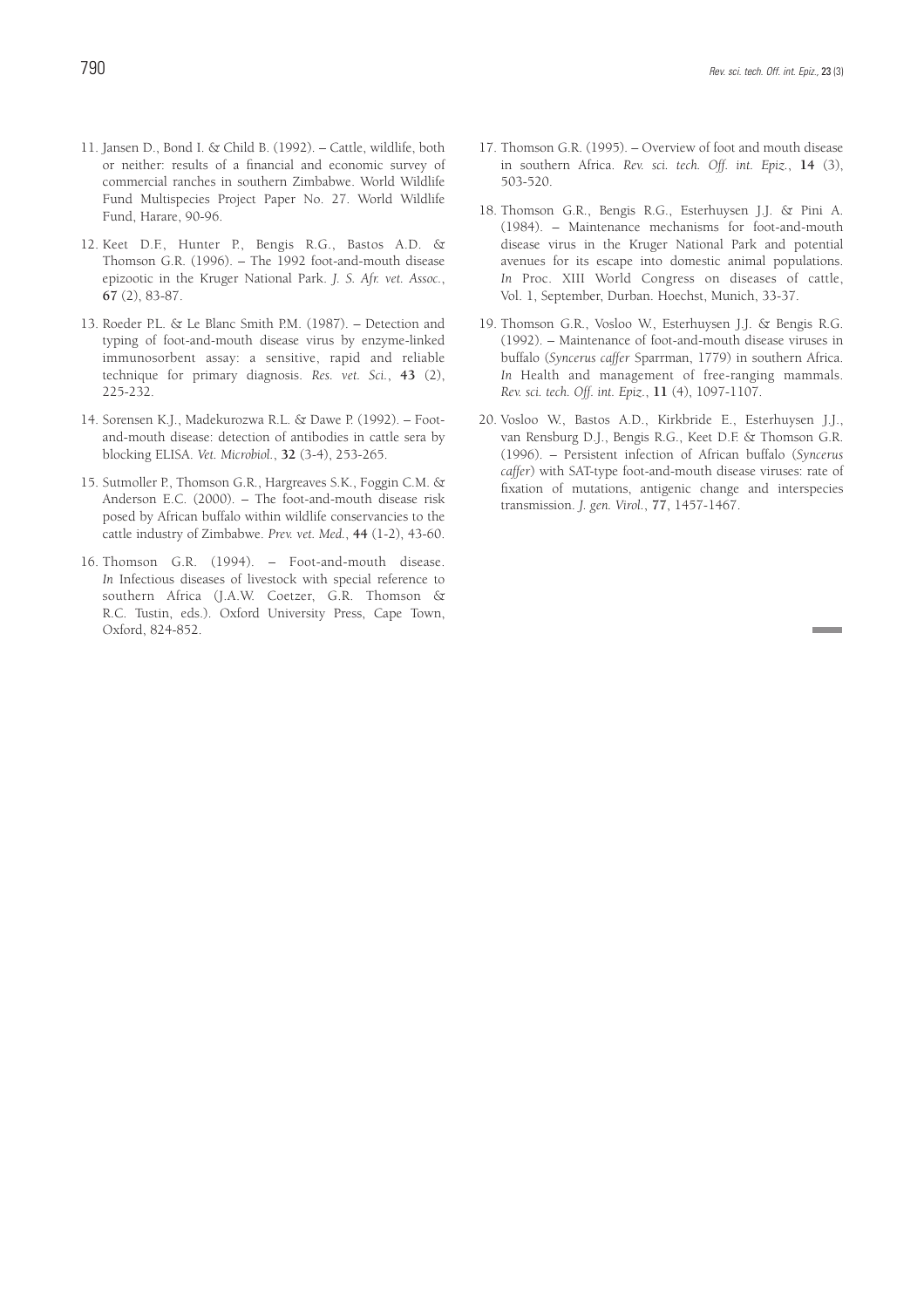11. Jansen D., Bond I. & Child B. (1992). – Cattle, wildlife, both or neither: results of a financial and economic survey of commercial ranches in southern Zimbabwe. World Wildlife Fund Multispecies Project Paper No. 27. World Wildlife Fund, Harare, 90-96.

12. Keet D.F., Hunter P., Bengis R.G., Bastos A.D. & Thomson G.R. (1996). – The 1992 foot-and-mouth disease epizootic in the Kruger National Park. *J. S. Afr. vet. Assoc.*, **67** (2), 83-87.

13. Roeder P.L. & Le Blanc Smith P.M. (1987). – Detection and typing of foot-and-mouth disease virus by enzyme-linked immunosorbent assay: a sensitive, rapid and reliable technique for primary diagnosis. *Res. vet. Sci.*, **43** (2), 225-232.

14. Sorensen K.J., Madekurozwa R.L. & Dawe P. (1992). – Foot-and-mouth disease: detection of antibodies in cattle sera by blocking ELISA. *Vet. Microbiol.*, **32** (3-4), 253-265.

15. Sutmoller P., Thomson G.R., Hargreaves S.K., Foggin C.M. & Anderson E.C. (2000). – The foot-and-mouth disease risk posed by African buffalo within wildlife conservancies to the cattle industry of Zimbabwe. *Prev. vet. Med.*, **44** (1-2), 43-60.

16. Thomson G.R. (1994). – Foot-and-mouth disease. *In* Infectious diseases of livestock with special reference to southern Africa (J.A.W. Coetzer, G.R. Thomson & R.C. Tustin, eds.). Oxford University Press, Cape Town, Oxford, 824-852.

17. Thomson G.R. (1995). – Overview of foot and mouth disease in southern Africa. *Rev. sci. tech. Off. int. Epiz.*, **14** (3), 503-520.

18. Thomson G.R., Bengis R.G., Esterhuysen J.J. & Pini A. (1984). – Maintenance mechanisms for foot-and-mouth disease virus in the Kruger National Park and potential avenues for its escape into domestic animal populations. *In* Proc. XIII World Congress on diseases of cattle, Vol. 1, September, Durban. Hoechst, Munich, 33-37.

19. Thomson G.R., Vosloo W., Esterhuysen J.J. & Bengis R.G. (1992). – Maintenance of foot-and-mouth disease viruses in buffalo (*Syncerus caffer* Sparrman, 1779) in southern Africa. *In* Health and management of free-ranging mammals. *Rev. sci. tech. Off. int. Epiz.*, **11** (4), 1097-1107.

20. Vosloo W., Bastos A.D., Kirkbride E., Esterhuysen J.J., van Rensburg D.J., Bengis R.G., Keet D.F. & Thomson G.R. (1996). – Persistent infection of African buffalo (*Syncerus caffer*) with SAT-type foot-and-mouth disease viruses: rate of fixation of mutations, antigenic change and interspecies transmission. *J. gen. Virol.*, **77**, 1457-1467.